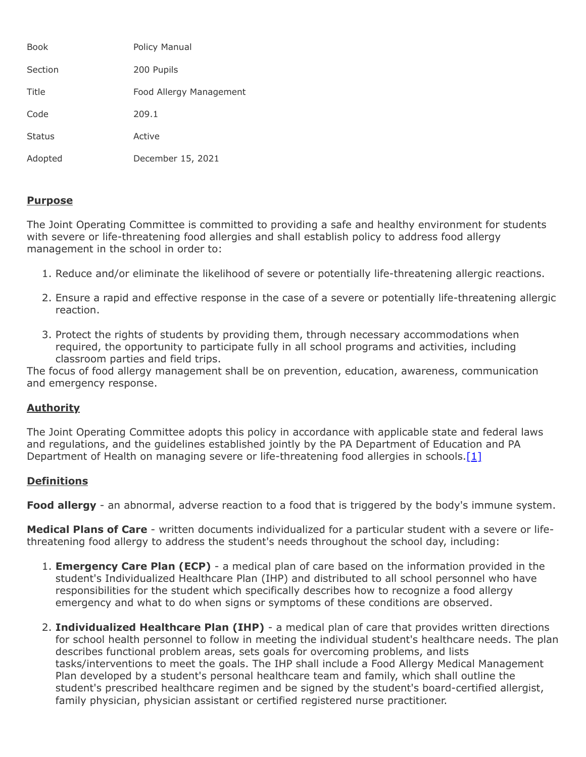| | |
|---|---|
| Book | Policy Manual |
| Section | 200 Pupils |
| Title | Food Allergy Management |
| Code | 209.1 |
| Status | Active |
| Adopted | December 15, 2021 |

## Purpose

The Joint Operating Committee is committed to providing a safe and healthy environment for students with severe or life-threatening food allergies and shall establish policy to address food allergy management in the school in order to:

1. Reduce and/or eliminate the likelihood of severe or potentially life-threatening allergic reactions.
2. Ensure a rapid and effective response in the case of a severe or potentially life-threatening allergic reaction.
3. Protect the rights of students by providing them, through necessary accommodations when required, the opportunity to participate fully in all school programs and activities, including classroom parties and field trips.

The focus of food allergy management shall be on prevention, education, awareness, communication and emergency response.

## Authority

The Joint Operating Committee adopts this policy in accordance with applicable state and federal laws and regulations, and the guidelines established jointly by the PA Department of Education and PA Department of Health on managing severe or life-threatening food allergies in schools.[1]

## Definitions

**Food allergy** - an abnormal, adverse reaction to a food that is triggered by the body's immune system.

**Medical Plans of Care** - written documents individualized for a particular student with a severe or life-threatening food allergy to address the student's needs throughout the school day, including:

1. **Emergency Care Plan (ECP)** - a medical plan of care based on the information provided in the student's Individualized Healthcare Plan (IHP) and distributed to all school personnel who have responsibilities for the student which specifically describes how to recognize a food allergy emergency and what to do when signs or symptoms of these conditions are observed.
2. **Individualized Healthcare Plan (IHP)** - a medical plan of care that provides written directions for school health personnel to follow in meeting the individual student's healthcare needs. The plan describes functional problem areas, sets goals for overcoming problems, and lists tasks/interventions to meet the goals. The IHP shall include a Food Allergy Medical Management Plan developed by a student's personal healthcare team and family, which shall outline the student's prescribed healthcare regimen and be signed by the student's board-certified allergist, family physician, physician assistant or certified registered nurse practitioner.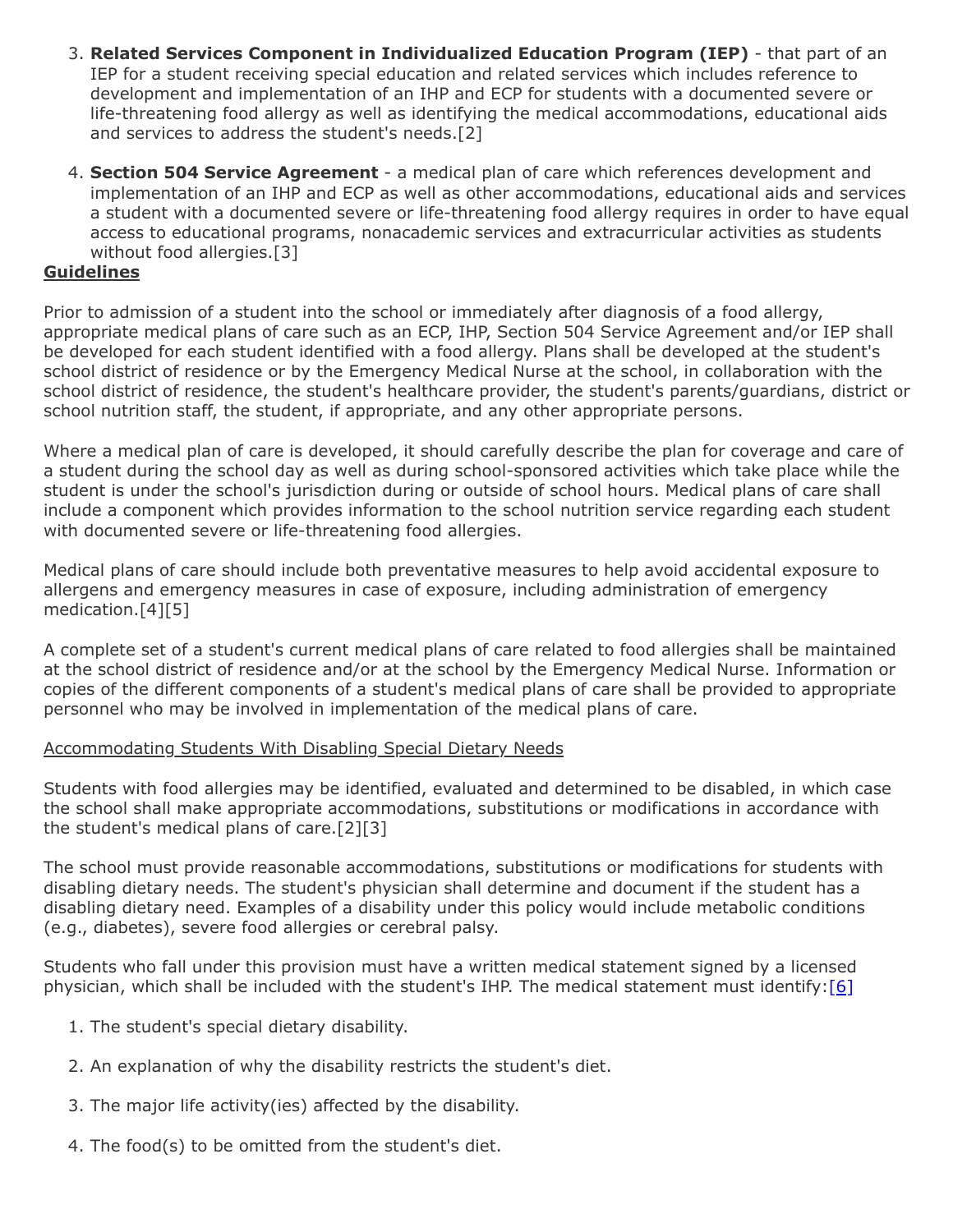3. **Related Services Component in Individualized Education Program (IEP)** - that part of an IEP for a student receiving special education and related services which includes reference to development and implementation of an IHP and ECP for students with a documented severe or life-threatening food allergy as well as identifying the medical accommodations, educational aids and services to address the student's needs.[2]

4. **Section 504 Service Agreement** - a medical plan of care which references development and implementation of an IHP and ECP as well as other accommodations, educational aids and services a student with a documented severe or life-threatening food allergy requires in order to have equal access to educational programs, nonacademic services and extracurricular activities as students without food allergies.[3]

**Guidelines**

Prior to admission of a student into the school or immediately after diagnosis of a food allergy, appropriate medical plans of care such as an ECP, IHP, Section 504 Service Agreement and/or IEP shall be developed for each student identified with a food allergy. Plans shall be developed at the student's school district of residence or by the Emergency Medical Nurse at the school, in collaboration with the school district of residence, the student's healthcare provider, the student's parents/guardians, district or school nutrition staff, the student, if appropriate, and any other appropriate persons.

Where a medical plan of care is developed, it should carefully describe the plan for coverage and care of a student during the school day as well as during school-sponsored activities which take place while the student is under the school's jurisdiction during or outside of school hours. Medical plans of care shall include a component which provides information to the school nutrition service regarding each student with documented severe or life-threatening food allergies.

Medical plans of care should include both preventative measures to help avoid accidental exposure to allergens and emergency measures in case of exposure, including administration of emergency medication.[4][5]

A complete set of a student's current medical plans of care related to food allergies shall be maintained at the school district of residence and/or at the school by the Emergency Medical Nurse. Information or copies of the different components of a student's medical plans of care shall be provided to appropriate personnel who may be involved in implementation of the medical plans of care.

Accommodating Students With Disabling Special Dietary Needs

Students with food allergies may be identified, evaluated and determined to be disabled, in which case the school shall make appropriate accommodations, substitutions or modifications in accordance with the student's medical plans of care.[2][3]

The school must provide reasonable accommodations, substitutions or modifications for students with disabling dietary needs. The student's physician shall determine and document if the student has a disabling dietary need. Examples of a disability under this policy would include metabolic conditions (e.g., diabetes), severe food allergies or cerebral palsy.

Students who fall under this provision must have a written medical statement signed by a licensed physician, which shall be included with the student's IHP. The medical statement must identify:[6]

1. The student's special dietary disability.

2. An explanation of why the disability restricts the student's diet.

3. The major life activity(ies) affected by the disability.

4. The food(s) to be omitted from the student's diet.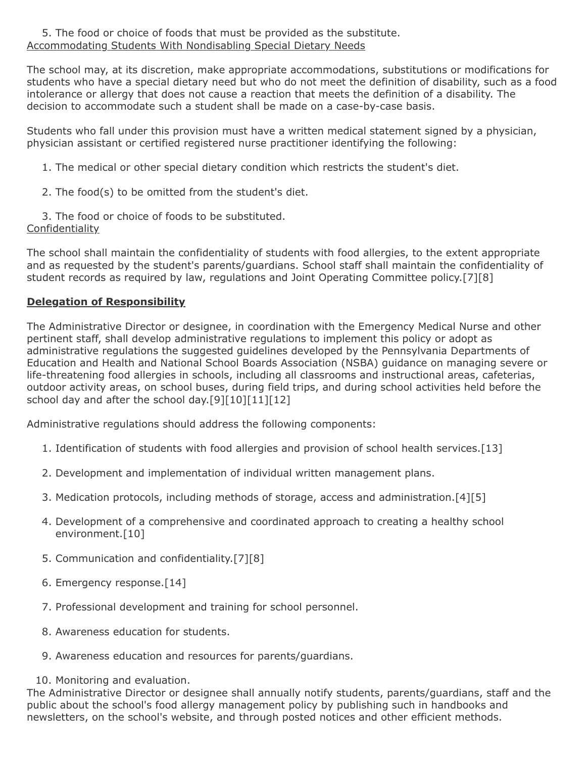5. The food or choice of foods that must be provided as the substitute.

Accommodating Students With Nondisabling Special Dietary Needs

The school may, at its discretion, make appropriate accommodations, substitutions or modifications for students who have a special dietary need but who do not meet the definition of disability, such as a food intolerance or allergy that does not cause a reaction that meets the definition of a disability. The decision to accommodate such a student shall be made on a case-by-case basis.

Students who fall under this provision must have a written medical statement signed by a physician, physician assistant or certified registered nurse practitioner identifying the following:

1. The medical or other special dietary condition which restricts the student's diet.

2. The food(s) to be omitted from the student's diet.

3. The food or choice of foods to be substituted.

Confidentiality

The school shall maintain the confidentiality of students with food allergies, to the extent appropriate and as requested by the student's parents/guardians. School staff shall maintain the confidentiality of student records as required by law, regulations and Joint Operating Committee policy.[7][8]

**Delegation of Responsibility**

The Administrative Director or designee, in coordination with the Emergency Medical Nurse and other pertinent staff, shall develop administrative regulations to implement this policy or adopt as administrative regulations the suggested guidelines developed by the Pennsylvania Departments of Education and Health and National School Boards Association (NSBA) guidance on managing severe or life-threatening food allergies in schools, including all classrooms and instructional areas, cafeterias, outdoor activity areas, on school buses, during field trips, and during school activities held before the school day and after the school day.[9][10][11][12]

Administrative regulations should address the following components:

1. Identification of students with food allergies and provision of school health services.[13]

2. Development and implementation of individual written management plans.

3. Medication protocols, including methods of storage, access and administration.[4][5]

4. Development of a comprehensive and coordinated approach to creating a healthy school environment.[10]

5. Communication and confidentiality.[7][8]

6. Emergency response.[14]

7. Professional development and training for school personnel.

8. Awareness education for students.

9. Awareness education and resources for parents/guardians.

10. Monitoring and evaluation.

The Administrative Director or designee shall annually notify students, parents/guardians, staff and the public about the school's food allergy management policy by publishing such in handbooks and newsletters, on the school's website, and through posted notices and other efficient methods.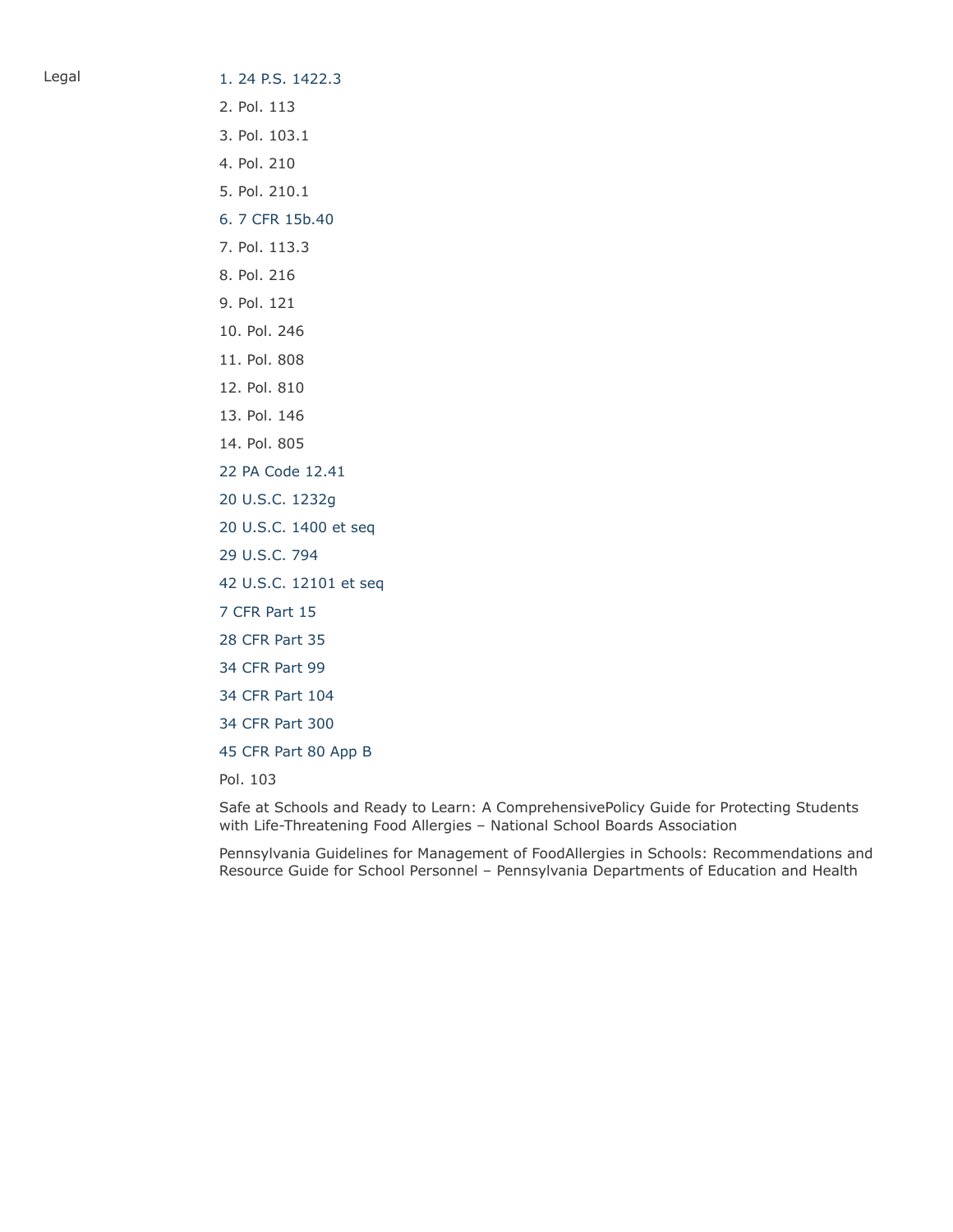Legal

1. 24 P.S. 1422.3

2. Pol. 113

3. Pol. 103.1

4. Pol. 210

5. Pol. 210.1

6. 7 CFR 15b.40

7. Pol. 113.3

8. Pol. 216

9. Pol. 121

10. Pol. 246

11. Pol. 808

12. Pol. 810

13. Pol. 146

14. Pol. 805

22 PA Code 12.41

20 U.S.C. 1232g

20 U.S.C. 1400 et seq

29 U.S.C. 794

42 U.S.C. 12101 et seq

7 CFR Part 15

28 CFR Part 35

34 CFR Part 99

34 CFR Part 104

34 CFR Part 300

45 CFR Part 80 App B

Pol. 103

Safe at Schools and Ready to Learn: A ComprehensivePolicy Guide for Protecting Students with Life-Threatening Food Allergies – National School Boards Association

Pennsylvania Guidelines for Management of FoodAllergies in Schools: Recommendations and Resource Guide for School Personnel – Pennsylvania Departments of Education and Health